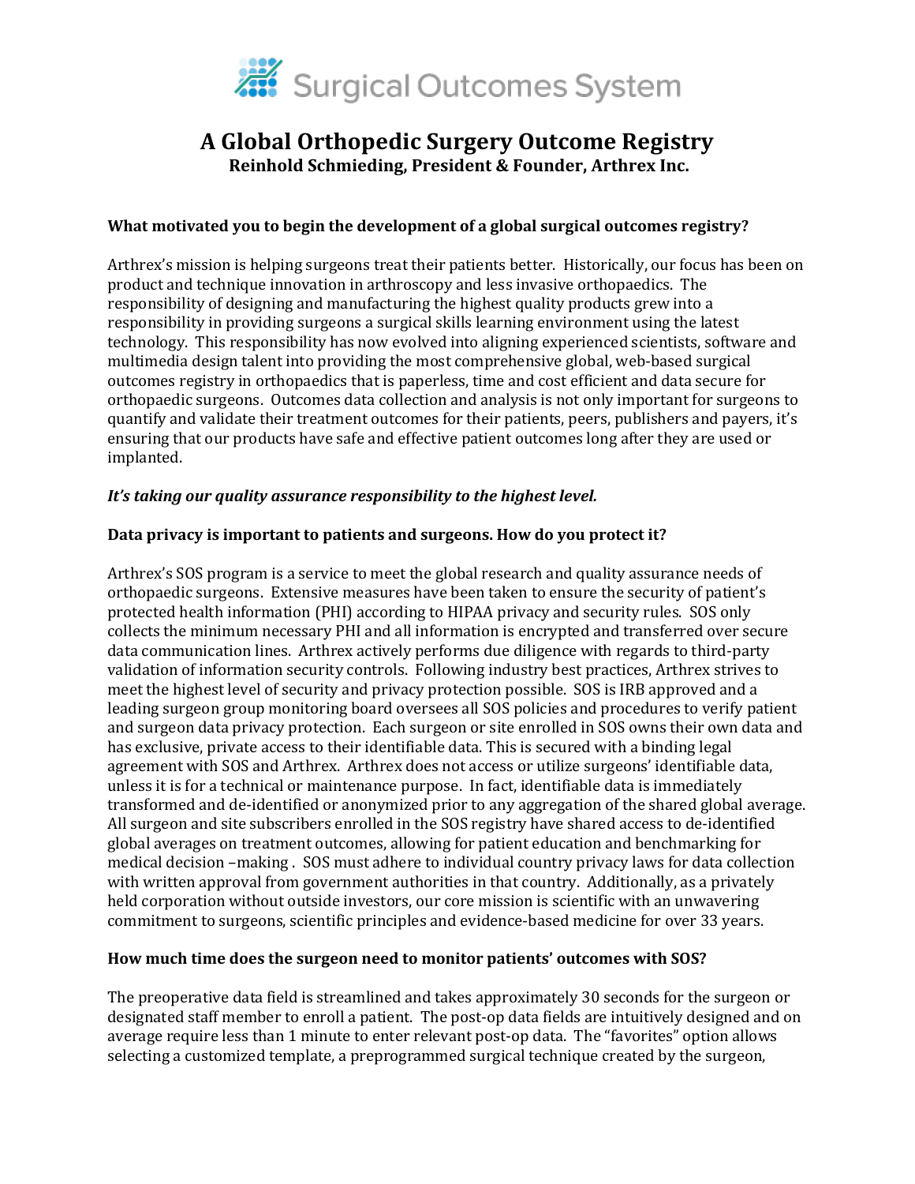Surgical Outcomes System

# A Global Orthopedic Surgery Outcome Registry

**Reinhold Schmieding, President & Founder, Arthrex Inc.**

**What motivated you to begin the development of a global surgical outcomes registry?**

Arthrex's mission is helping surgeons treat their patients better. Historically, our focus has been on product and technique innovation in arthroscopy and less invasive orthopaedics. The responsibility of designing and manufacturing the highest quality products grew into a responsibility in providing surgeons a surgical skills learning environment using the latest technology. This responsibility has now evolved into aligning experienced scientists, software and multimedia design talent into providing the most comprehensive global, web-based surgical outcomes registry in orthopaedics that is paperless, time and cost efficient and data secure for orthopaedic surgeons. Outcomes data collection and analysis is not only important for surgeons to quantify and validate their treatment outcomes for their patients, peers, publishers and payers, it's ensuring that our products have safe and effective patient outcomes long after they are used or implanted.

***It's taking our quality assurance responsibility to the highest level.***

**Data privacy is important to patients and surgeons. How do you protect it?**

Arthrex's SOS program is a service to meet the global research and quality assurance needs of orthopaedic surgeons. Extensive measures have been taken to ensure the security of patient's protected health information (PHI) according to HIPAA privacy and security rules. SOS only collects the minimum necessary PHI and all information is encrypted and transferred over secure data communication lines. Arthrex actively performs due diligence with regards to third-party validation of information security controls. Following industry best practices, Arthrex strives to meet the highest level of security and privacy protection possible. SOS is IRB approved and a leading surgeon group monitoring board oversees all SOS policies and procedures to verify patient and surgeon data privacy protection. Each surgeon or site enrolled in SOS owns their own data and has exclusive, private access to their identifiable data. This is secured with a binding legal agreement with SOS and Arthrex. Arthrex does not access or utilize surgeons' identifiable data, unless it is for a technical or maintenance purpose. In fact, identifiable data is immediately transformed and de-identified or anonymized prior to any aggregation of the shared global average. All surgeon and site subscribers enrolled in the SOS registry have shared access to de-identified global averages on treatment outcomes, allowing for patient education and benchmarking for medical decision –making . SOS must adhere to individual country privacy laws for data collection with written approval from government authorities in that country. Additionally, as a privately held corporation without outside investors, our core mission is scientific with an unwavering commitment to surgeons, scientific principles and evidence-based medicine for over 33 years.

**How much time does the surgeon need to monitor patients' outcomes with SOS?**

The preoperative data field is streamlined and takes approximately 30 seconds for the surgeon or designated staff member to enroll a patient. The post-op data fields are intuitively designed and on average require less than 1 minute to enter relevant post-op data. The "favorites" option allows selecting a customized template, a preprogrammed surgical technique created by the surgeon,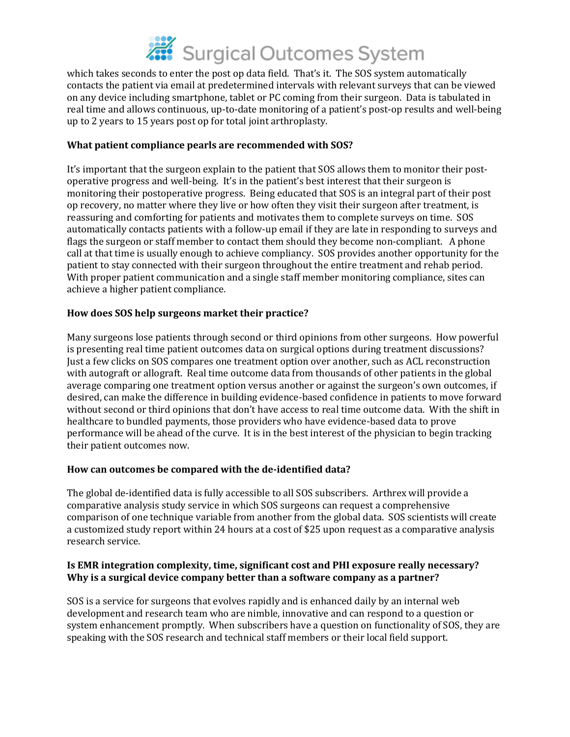which takes seconds to enter the post op data field. That's it. The SOS system automatically contacts the patient via email at predetermined intervals with relevant surveys that can be viewed on any device including smartphone, tablet or PC coming from their surgeon. Data is tabulated in real time and allows continuous, up-to-date monitoring of a patient's post-op results and well-being up to 2 years to 15 years post op for total joint arthroplasty.

**What patient compliance pearls are recommended with SOS?**

It's important that the surgeon explain to the patient that SOS allows them to monitor their post-operative progress and well-being. It's in the patient's best interest that their surgeon is monitoring their postoperative progress. Being educated that SOS is an integral part of their post op recovery, no matter where they live or how often they visit their surgeon after treatment, is reassuring and comforting for patients and motivates them to complete surveys on time. SOS automatically contacts patients with a follow-up email if they are late in responding to surveys and flags the surgeon or staff member to contact them should they become non-compliant. A phone call at that time is usually enough to achieve compliancy. SOS provides another opportunity for the patient to stay connected with their surgeon throughout the entire treatment and rehab period. With proper patient communication and a single staff member monitoring compliance, sites can achieve a higher patient compliance.

**How does SOS help surgeons market their practice?**

Many surgeons lose patients through second or third opinions from other surgeons. How powerful is presenting real time patient outcomes data on surgical options during treatment discussions? Just a few clicks on SOS compares one treatment option over another, such as ACL reconstruction with autograft or allograft. Real time outcome data from thousands of other patients in the global average comparing one treatment option versus another or against the surgeon's own outcomes, if desired, can make the difference in building evidence-based confidence in patients to move forward without second or third opinions that don't have access to real time outcome data. With the shift in healthcare to bundled payments, those providers who have evidence-based data to prove performance will be ahead of the curve. It is in the best interest of the physician to begin tracking their patient outcomes now.

**How can outcomes be compared with the de-identified data?**

The global de-identified data is fully accessible to all SOS subscribers. Arthrex will provide a comparative analysis study service in which SOS surgeons can request a comprehensive comparison of one technique variable from another from the global data. SOS scientists will create a customized study report within 24 hours at a cost of $25 upon request as a comparative analysis research service.

**Is EMR integration complexity, time, significant cost and PHI exposure really necessary? Why is a surgical device company better than a software company as a partner?**

SOS is a service for surgeons that evolves rapidly and is enhanced daily by an internal web development and research team who are nimble, innovative and can respond to a question or system enhancement promptly. When subscribers have a question on functionality of SOS, they are speaking with the SOS research and technical staff members or their local field support.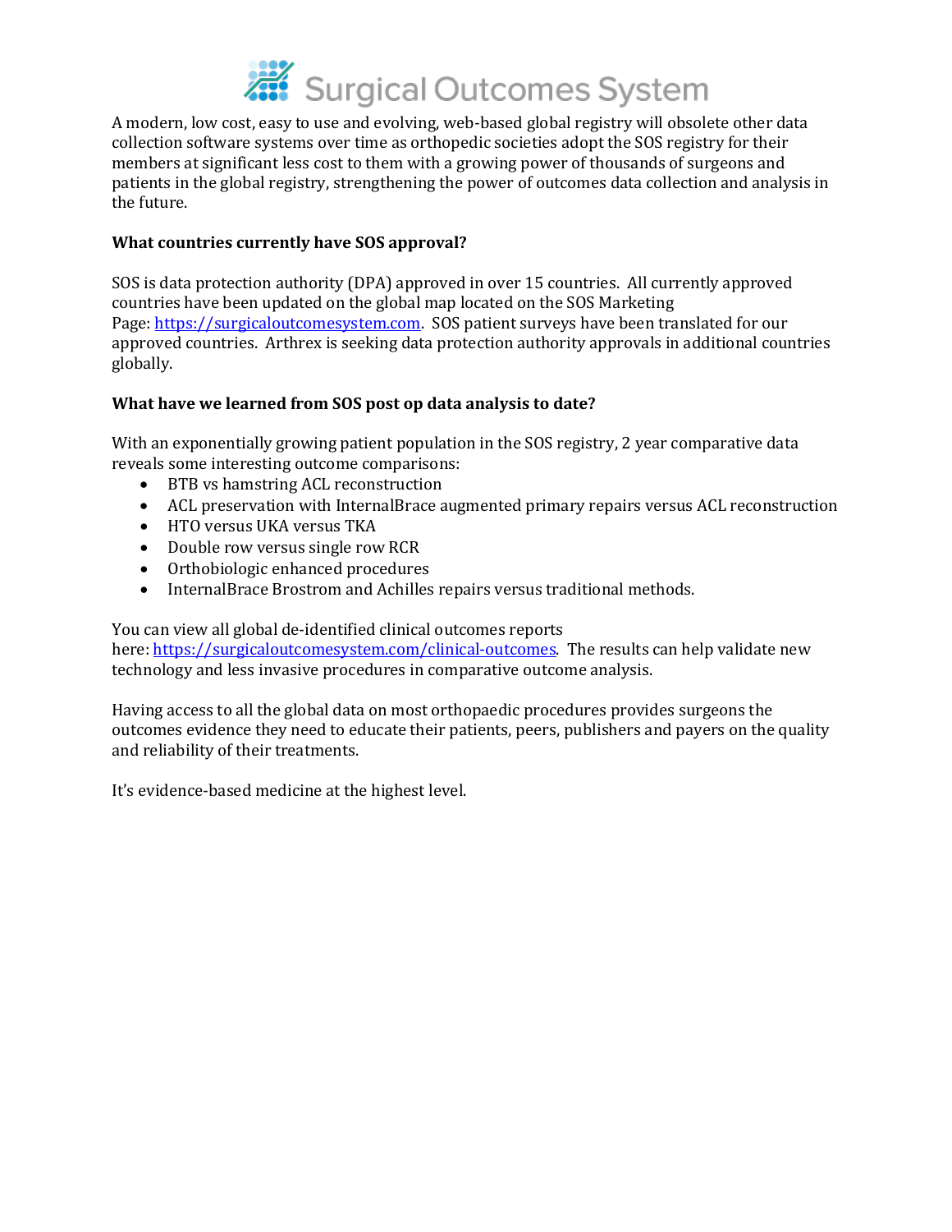A modern, low cost, easy to use and evolving, web-based global registry will obsolete other data collection software systems over time as orthopedic societies adopt the SOS registry for their members at significant less cost to them with a growing power of thousands of surgeons and patients in the global registry, strengthening the power of outcomes data collection and analysis in the future.

**What countries currently have SOS approval?**

SOS is data protection authority (DPA) approved in over 15 countries. All currently approved countries have been updated on the global map located on the SOS Marketing Page: https://surgicaloutcomesystem.com. SOS patient surveys have been translated for our approved countries. Arthrex is seeking data protection authority approvals in additional countries globally.

**What have we learned from SOS post op data analysis to date?**

With an exponentially growing patient population in the SOS registry, 2 year comparative data reveals some interesting outcome comparisons:

- BTB vs hamstring ACL reconstruction
- ACL preservation with InternalBrace augmented primary repairs versus ACL reconstruction
- HTO versus UKA versus TKA
- Double row versus single row RCR
- Orthobiologic enhanced procedures
- InternalBrace Brostrom and Achilles repairs versus traditional methods.

You can view all global de-identified clinical outcomes reports here: https://surgicaloutcomesystem.com/clinical-outcomes. The results can help validate new technology and less invasive procedures in comparative outcome analysis.

Having access to all the global data on most orthopaedic procedures provides surgeons the outcomes evidence they need to educate their patients, peers, publishers and payers on the quality and reliability of their treatments.

It's evidence-based medicine at the highest level.